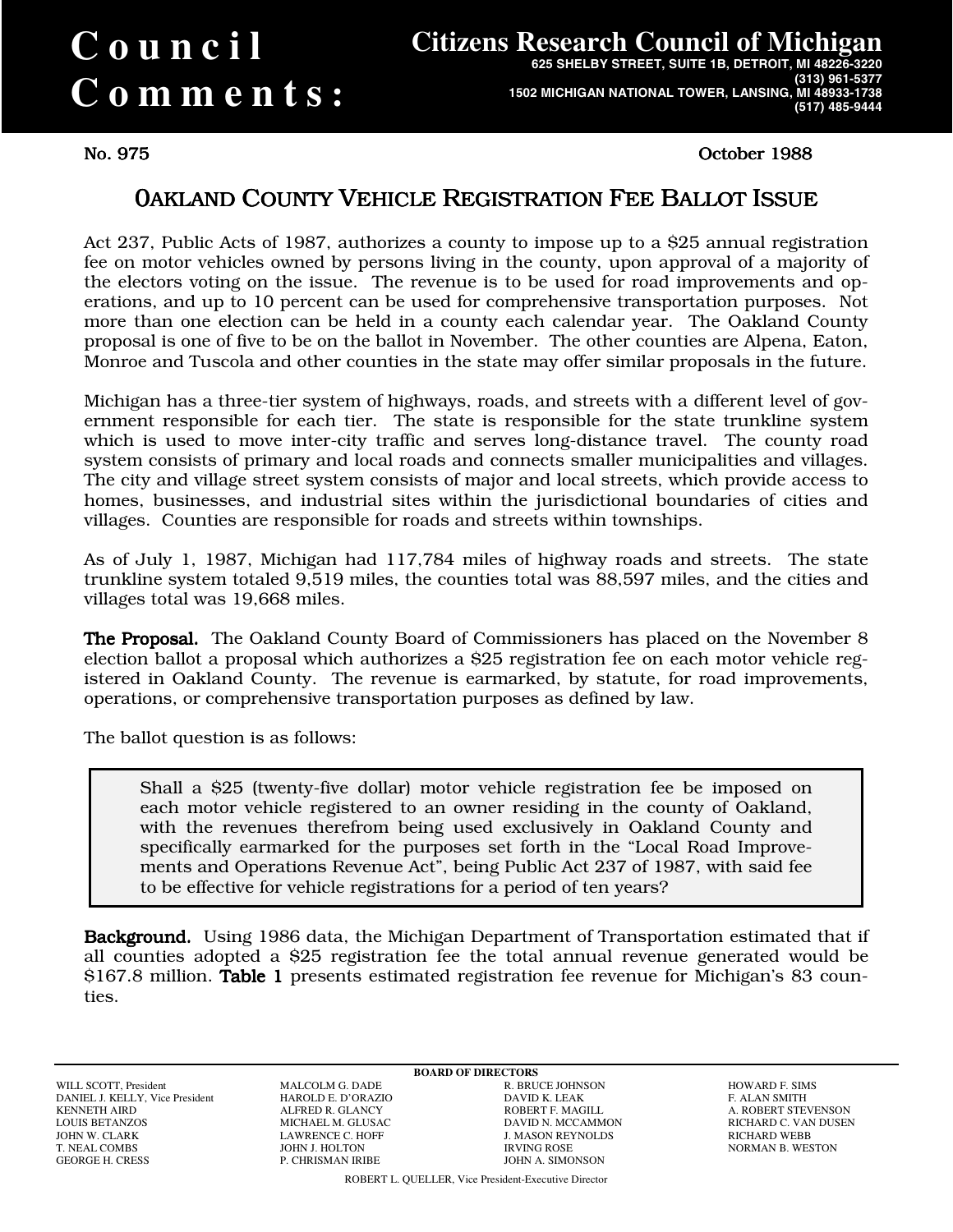# Council Comments:

## Citizens Research Council of Michigan

**625 SHELBY STREET, SUITE 1B, DETROIT, MI 48226-3220**
**(313) 961-5377**
**1502 MICHIGAN NATIONAL TOWER, LANSING, MI 48933-1738**
**(517) 485-9444**

No. 975 October 1988

# 0AKLAND COUNTY VEHICLE REGISTRATION FEE BALLOT ISSUE

Act 237, Public Acts of 1987, authorizes a county to impose up to a $25 annual registration fee on motor vehicles owned by persons living in the county, upon approval of a majority of the electors voting on the issue. The revenue is to be used for road improvements and operations, and up to 10 percent can be used for comprehensive transportation purposes. Not more than one election can be held in a county each calendar year. The Oakland County proposal is one of five to be on the ballot in November. The other counties are Alpena, Eaton, Monroe and Tuscola and other counties in the state may offer similar proposals in the future.

Michigan has a three-tier system of highways, roads, and streets with a different level of government responsible for each tier. The state is responsible for the state trunkline system which is used to move inter-city traffic and serves long-distance travel. The county road system consists of primary and local roads and connects smaller municipalities and villages. The city and village street system consists of major and local streets, which provide access to homes, businesses, and industrial sites within the jurisdictional boundaries of cities and villages. Counties are responsible for roads and streets within townships.

As of July 1, 1987, Michigan had 117,784 miles of highway roads and streets. The state trunkline system totaled 9,519 miles, the counties total was 88,597 miles, and the cities and villages total was 19,668 miles.

**The Proposal.** The Oakland County Board of Commissioners has placed on the November 8 election ballot a proposal which authorizes a $25 registration fee on each motor vehicle registered in Oakland County. The revenue is earmarked, by statute, for road improvements, operations, or comprehensive transportation purposes as defined by law.

The ballot question is as follows:

> Shall a $25 (twenty-five dollar) motor vehicle registration fee be imposed on each motor vehicle registered to an owner residing in the county of Oakland, with the revenues therefrom being used exclusively in Oakland County and specifically earmarked for the purposes set forth in the "Local Road Improvements and Operations Revenue Act", being Public Act 237 of 1987, with said fee to be effective for vehicle registrations for a period of ten years?

**Background.** Using 1986 data, the Michigan Department of Transportation estimated that if all counties adopted a $25 registration fee the total annual revenue generated would be $167.8 million. **Table 1** presents estimated registration fee revenue for Michigan's 83 counties.

**BOARD OF DIRECTORS**

WILL SCOTT, President
DANIEL J. KELLY, Vice President
KENNETH AIRD
LOUIS BETANZOS
JOHN W. CLARK
T. NEAL COMBS
GEORGE H. CRESS
MALCOLM G. DADE
HAROLD E. D'ORAZIO
ALFRED R. GLANCY
MICHAEL M. GLUSAC
LAWRENCE C. HOFF
JOHN J. HOLTON
P. CHRISMAN IRIBE
R. BRUCE JOHNSON
DAVID K. LEAK
ROBERT F. MAGILL
DAVID N. MCCAMMON
J. MASON REYNOLDS
IRVING ROSE
JOHN A. SIMONSON
HOWARD F. SIMS
F. ALAN SMITH
A. ROBERT STEVENSON
RICHARD C. VAN DUSEN
RICHARD WEBB
NORMAN B. WESTON

ROBERT L. QUELLER, Vice President-Executive Director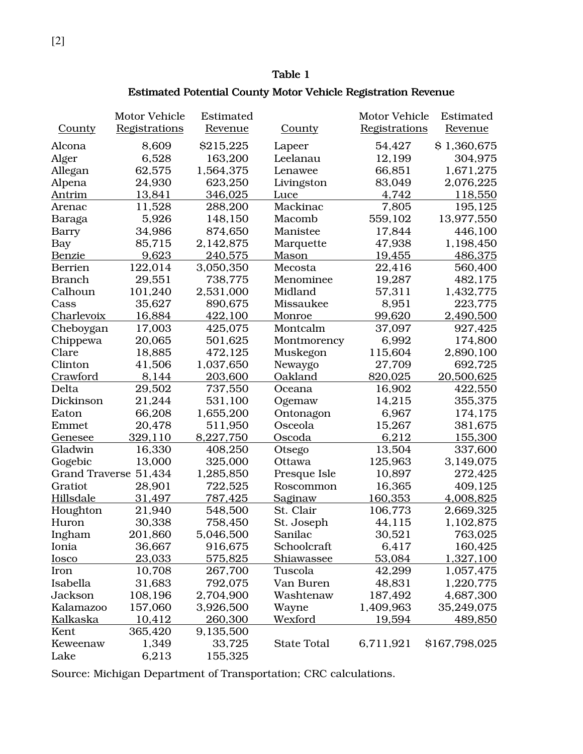**Table 1**

**Estimated Potential County Motor Vehicle Registration Revenue**

| County | Motor Vehicle Registrations | Estimated Revenue | County | Motor Vehicle Registrations | Estimated Revenue |
|---|---|---|---|---|---|
| Alcona | 8,609 | $215,225 | Lapeer | 54,427 | $ 1,360,675 |
| Alger | 6,528 | 163,200 | Leelanau | 12,199 | 304,975 |
| Allegan | 62,575 | 1,564,375 | Lenawee | 66,851 | 1,671,275 |
| Alpena | 24,930 | 623,250 | Livingston | 83,049 | 2,076,225 |
| Antrim | 13,841 | 346,025 | Luce | 4,742 | 118,550 |
| Arenac | 11,528 | 288,200 | Mackinac | 7,805 | 195,125 |
| Baraga | 5,926 | 148,150 | Macomb | 559,102 | 13,977,550 |
| Barry | 34,986 | 874,650 | Manistee | 17,844 | 446,100 |
| Bay | 85,715 | 2,142,875 | Marquette | 47,938 | 1,198,450 |
| Benzie | 9,623 | 240,575 | Mason | 19,455 | 486,375 |
| Berrien | 122,014 | 3,050,350 | Mecosta | 22,416 | 560,400 |
| Branch | 29,551 | 738,775 | Menominee | 19,287 | 482,175 |
| Calhoun | 101,240 | 2,531,000 | Midland | 57,311 | 1,432,775 |
| Cass | 35,627 | 890,675 | Missaukee | 8,951 | 223,775 |
| Charlevoix | 16,884 | 422,100 | Monroe | 99,620 | 2,490,500 |
| Cheboygan | 17,003 | 425,075 | Montcalm | 37,097 | 927,425 |
| Chippewa | 20,065 | 501,625 | Montmorency | 6,992 | 174,800 |
| Clare | 18,885 | 472,125 | Muskegon | 115,604 | 2,890,100 |
| Clinton | 41,506 | 1,037,650 | Newaygo | 27,709 | 692,725 |
| Crawford | 8,144 | 203,600 | Oakland | 820,025 | 20,500,625 |
| Delta | 29,502 | 737,550 | Oceana | 16,902 | 422,550 |
| Dickinson | 21,244 | 531,100 | Ogemaw | 14,215 | 355,375 |
| Eaton | 66,208 | 1,655,200 | Ontonagon | 6,967 | 174,175 |
| Emmet | 20,478 | 511,950 | Osceola | 15,267 | 381,675 |
| Genesee | 329,110 | 8,227,750 | Oscoda | 6,212 | 155,300 |
| Gladwin | 16,330 | 408,250 | Otsego | 13,504 | 337,600 |
| Gogebic | 13,000 | 325,000 | Ottawa | 125,963 | 3,149,075 |
| Grand Traverse | 51,434 | 1,285,850 | Presque Isle | 10,897 | 272,425 |
| Gratiot | 28,901 | 722,525 | Roscommon | 16,365 | 409,125 |
| Hillsdale | 31,497 | 787,425 | Saginaw | 160,353 | 4,008,825 |
| Houghton | 21,940 | 548,500 | St. Clair | 106,773 | 2,669,325 |
| Huron | 30,338 | 758,450 | St. Joseph | 44,115 | 1,102,875 |
| Ingham | 201,860 | 5,046,500 | Sanilac | 30,521 | 763,025 |
| Ionia | 36,667 | 916,675 | Schoolcraft | 6,417 | 160,425 |
| Iosco | 23,033 | 575,825 | Shiawassee | 53,084 | 1,327,100 |
| Iron | 10,708 | 267,700 | Tuscola | 42,299 | 1,057,475 |
| Isabella | 31,683 | 792,075 | Van Buren | 48,831 | 1,220,775 |
| Jackson | 108,196 | 2,704,900 | Washtenaw | 187,492 | 4,687,300 |
| Kalamazoo | 157,060 | 3,926,500 | Wayne | 1,409,963 | 35,249,075 |
| Kalkaska | 10,412 | 260,300 | Wexford | 19,594 | 489,850 |
| Kent | 365,420 | 9,135,500 | | | |
| Keweenaw | 1,349 | 33,725 | State Total | 6,711,921 | $167,798,025 |
| Lake | 6,213 | 155,325 | | | |

Source: Michigan Department of Transportation; CRC calculations.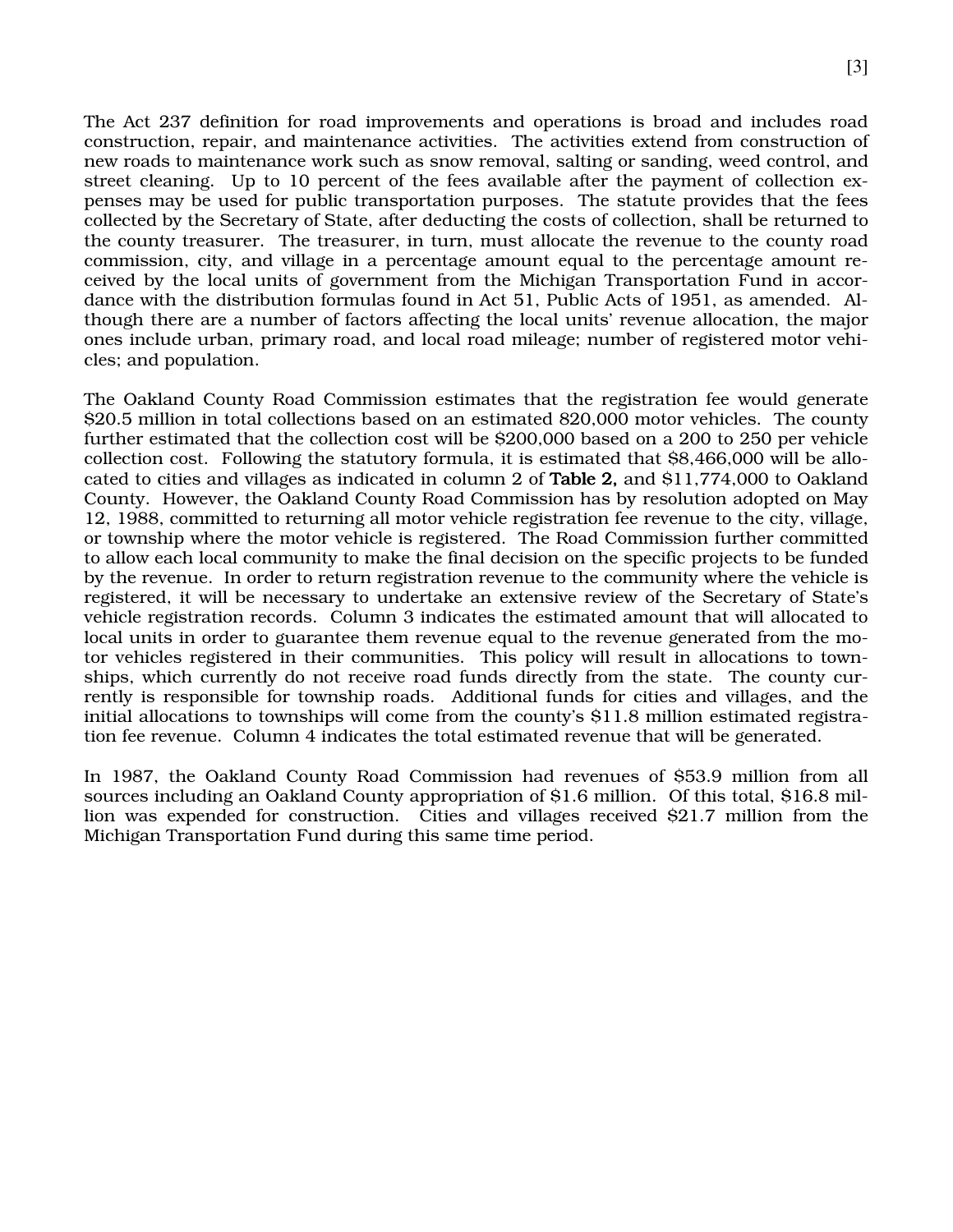The Act 237 definition for road improvements and operations is broad and includes road construction, repair, and maintenance activities. The activities extend from construction of new roads to maintenance work such as snow removal, salting or sanding, weed control, and street cleaning. Up to 10 percent of the fees available after the payment of collection expenses may be used for public transportation purposes. The statute provides that the fees collected by the Secretary of State, after deducting the costs of collection, shall be returned to the county treasurer. The treasurer, in turn, must allocate the revenue to the county road commission, city, and village in a percentage amount equal to the percentage amount received by the local units of government from the Michigan Transportation Fund in accordance with the distribution formulas found in Act 51, Public Acts of 1951, as amended. Although there are a number of factors affecting the local units' revenue allocation, the major ones include urban, primary road, and local road mileage; number of registered motor vehicles; and population.

The Oakland County Road Commission estimates that the registration fee would generate $20.5 million in total collections based on an estimated 820,000 motor vehicles. The county further estimated that the collection cost will be $200,000 based on a 200 to 250 per vehicle collection cost. Following the statutory formula, it is estimated that $8,466,000 will be allocated to cities and villages as indicated in column 2 of **Table 2,** and $11,774,000 to Oakland County. However, the Oakland County Road Commission has by resolution adopted on May 12, 1988, committed to returning all motor vehicle registration fee revenue to the city, village, or township where the motor vehicle is registered. The Road Commission further committed to allow each local community to make the final decision on the specific projects to be funded by the revenue. In order to return registration revenue to the community where the vehicle is registered, it will be necessary to undertake an extensive review of the Secretary of State's vehicle registration records. Column 3 indicates the estimated amount that will allocated to local units in order to guarantee them revenue equal to the revenue generated from the motor vehicles registered in their communities. This policy will result in allocations to townships, which currently do not receive road funds directly from the state. The county currently is responsible for township roads. Additional funds for cities and villages, and the initial allocations to townships will come from the county's $11.8 million estimated registration fee revenue. Column 4 indicates the total estimated revenue that will be generated.

In 1987, the Oakland County Road Commission had revenues of $53.9 million from all sources including an Oakland County appropriation of $1.6 million. Of this total, $16.8 million was expended for construction. Cities and villages received $21.7 million from the Michigan Transportation Fund during this same time period.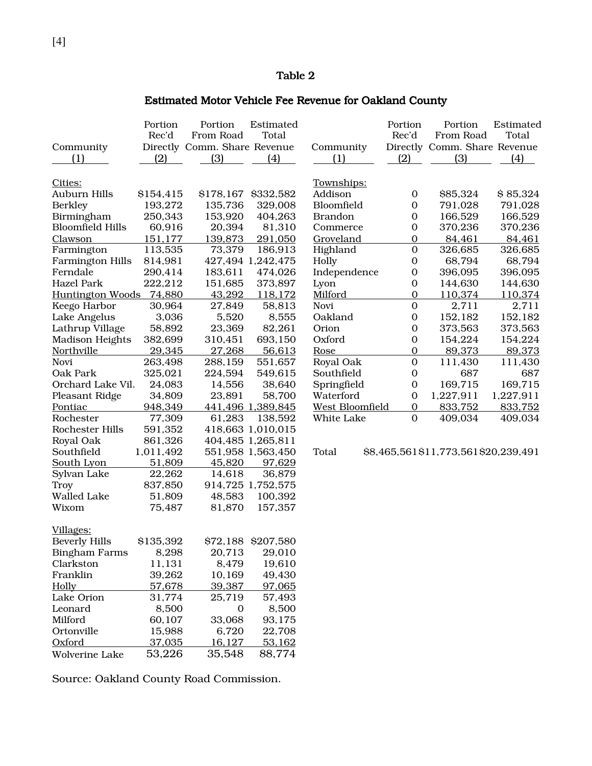## Table 2

### Estimated Motor Vehicle Fee Revenue for Oakland County

| Community (1) | Portion Rec'd Directly (2) | Portion From Road Comm. Share (3) | Estimated Total Revenue (4) |
|---|---|---|---|
| Cities: | | | |
| Auburn Hills | $154,415 | $178,167 | $332,582 |
| Berkley | 193,272 | 135,736 | 329,008 |
| Birmingham | 250,343 | 153,920 | 404,263 |
| Bloomfield Hills | 60,916 | 20,394 | 81,310 |
| Clawson | 151,177 | 139,873 | 291,050 |
| Farmington | 113,535 | 73,379 | 186,913 |
| Farmington Hills | 814,981 | 427,494 | 1,242,475 |
| Ferndale | 290,414 | 183,611 | 474,026 |
| Hazel Park | 222,212 | 151,685 | 373,897 |
| Huntington Woods | 74,880 | 43,292 | 118,172 |
| Keego Harbor | 30,964 | 27,849 | 58,813 |
| Lake Angelus | 3,036 | 5,520 | 8,555 |
| Lathrup Village | 58,892 | 23,369 | 82,261 |
| Madison Heights | 382,699 | 310,451 | 693,150 |
| Northville | 29,345 | 27,268 | 56,613 |
| Novi | 263,498 | 288,159 | 551,657 |
| Oak Park | 325,021 | 224,594 | 549,615 |
| Orchard Lake Vil. | 24,083 | 14,556 | 38,640 |
| Pleasant Ridge | 34,809 | 23,891 | 58,700 |
| Pontiac | 948,349 | 441,496 | 1,389,845 |
| Rochester | 77,309 | 61,283 | 138,592 |
| Rochester Hills | 591,352 | 418,663 | 1,010,015 |
| Royal Oak | 861,326 | 404,485 | 1,265,811 |
| Southfield | 1,011,492 | 551,958 | 1,563,450 |
| South Lyon | 51,809 | 45,820 | 97,629 |
| Sylvan Lake | 22,262 | 14,618 | 36,879 |
| Troy | 837,850 | 914,725 | 1,752,575 |
| Walled Lake | 51,809 | 48,583 | 100,392 |
| Wixom | 75,487 | 81,870 | 157,357 |
| Villages: | | | |
| Beverly Hills | $135,392 | $72,188 | $207,580 |
| Bingham Farms | 8,298 | 20,713 | 29,010 |
| Clarkston | 11,131 | 8,479 | 19,610 |
| Franklin | 39,262 | 10,169 | 49,430 |
| Holly | 57,678 | 39,387 | 97,065 |
| Lake Orion | 31,774 | 25,719 | 57,493 |
| Leonard | 8,500 | 0 | 8,500 |
| Milford | 60,107 | 33,068 | 93,175 |
| Ortonville | 15,988 | 6,720 | 22,708 |
| Oxford | 37,035 | 16,127 | 53,162 |
| Wolverine Lake | 53,226 | 35,548 | 88,774 |
| Townships: | | | |
| Addison | 0 | $85,324 | $ 85,324 |
| Bloomfield | 0 | 791,028 | 791,028 |
| Brandon | 0 | 166,529 | 166,529 |
| Commerce | 0 | 370,236 | 370,236 |
| Groveland | 0 | 84,461 | 84,461 |
| Highland | 0 | 326,685 | 326,685 |
| Holly | 0 | 68,794 | 68,794 |
| Independence | 0 | 396,095 | 396,095 |
| Lyon | 0 | 144,630 | 144,630 |
| Milford | 0 | 110,374 | 110,374 |
| Novi | 0 | 2,711 | 2,711 |
| Oakland | 0 | 152,182 | 152,182 |
| Orion | 0 | 373,563 | 373,563 |
| Oxford | 0 | 154,224 | 154,224 |
| Rose | 0 | 89,373 | 89,373 |
| Royal Oak | 0 | 111,430 | 111,430 |
| Southfield | 0 | 687 | 687 |
| Springfield | 0 | 169,715 | 169,715 |
| Waterford | 0 | 1,227,911 | 1,227,911 |
| West Bloomfield | 0 | 833,752 | 833,752 |
| White Lake | 0 | 409,034 | 409,034 |
| Total | $8,465,561 | $11,773,561 | $20,239,491 |

Source: Oakland County Road Commission.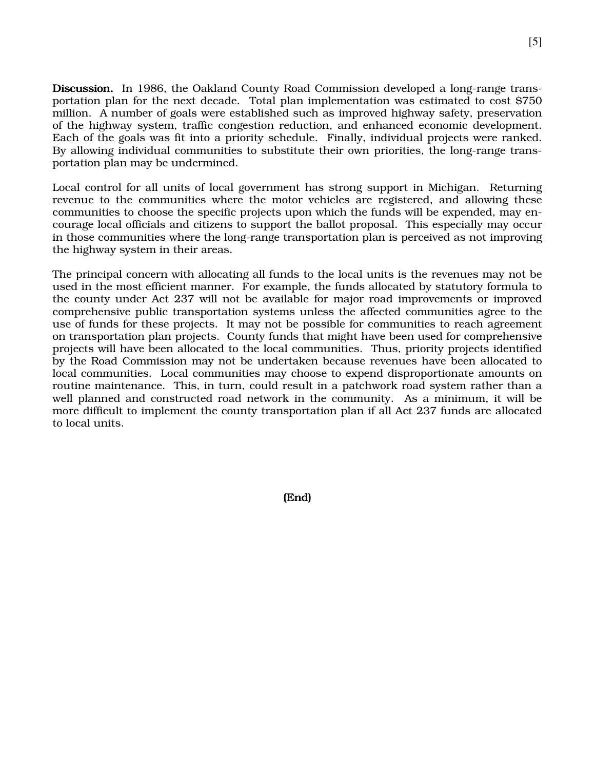**Discussion.** In 1986, the Oakland County Road Commission developed a long-range transportation plan for the next decade. Total plan implementation was estimated to cost $750 million. A number of goals were established such as improved highway safety, preservation of the highway system, traffic congestion reduction, and enhanced economic development. Each of the goals was fit into a priority schedule. Finally, individual projects were ranked. By allowing individual communities to substitute their own priorities, the long-range transportation plan may be undermined.

Local control for all units of local government has strong support in Michigan. Returning revenue to the communities where the motor vehicles are registered, and allowing these communities to choose the specific projects upon which the funds will be expended, may encourage local officials and citizens to support the ballot proposal. This especially may occur in those communities where the long-range transportation plan is perceived as not improving the highway system in their areas.

The principal concern with allocating all funds to the local units is the revenues may not be used in the most efficient manner. For example, the funds allocated by statutory formula to the county under Act 237 will not be available for major road improvements or improved comprehensive public transportation systems unless the affected communities agree to the use of funds for these projects. It may not be possible for communities to reach agreement on transportation plan projects. County funds that might have been used for comprehensive projects will have been allocated to the local communities. Thus, priority projects identified by the Road Commission may not be undertaken because revenues have been allocated to local communities. Local communities may choose to expend disproportionate amounts on routine maintenance. This, in turn, could result in a patchwork road system rather than a well planned and constructed road network in the community. As a minimum, it will be more difficult to implement the county transportation plan if all Act 237 funds are allocated to local units.

**(End)**